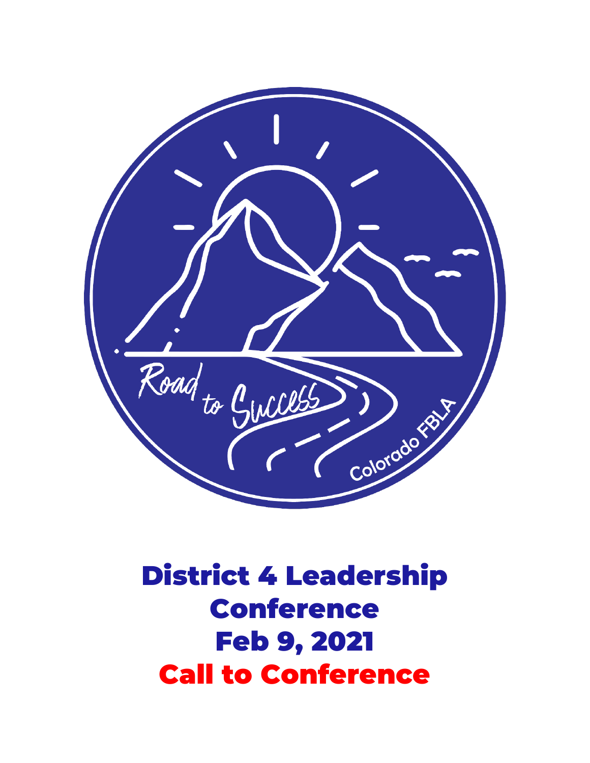Road to Success

Colorado FBLA

# District 4 Leadership Conference

# Feb 9, 2021

# Call to Conference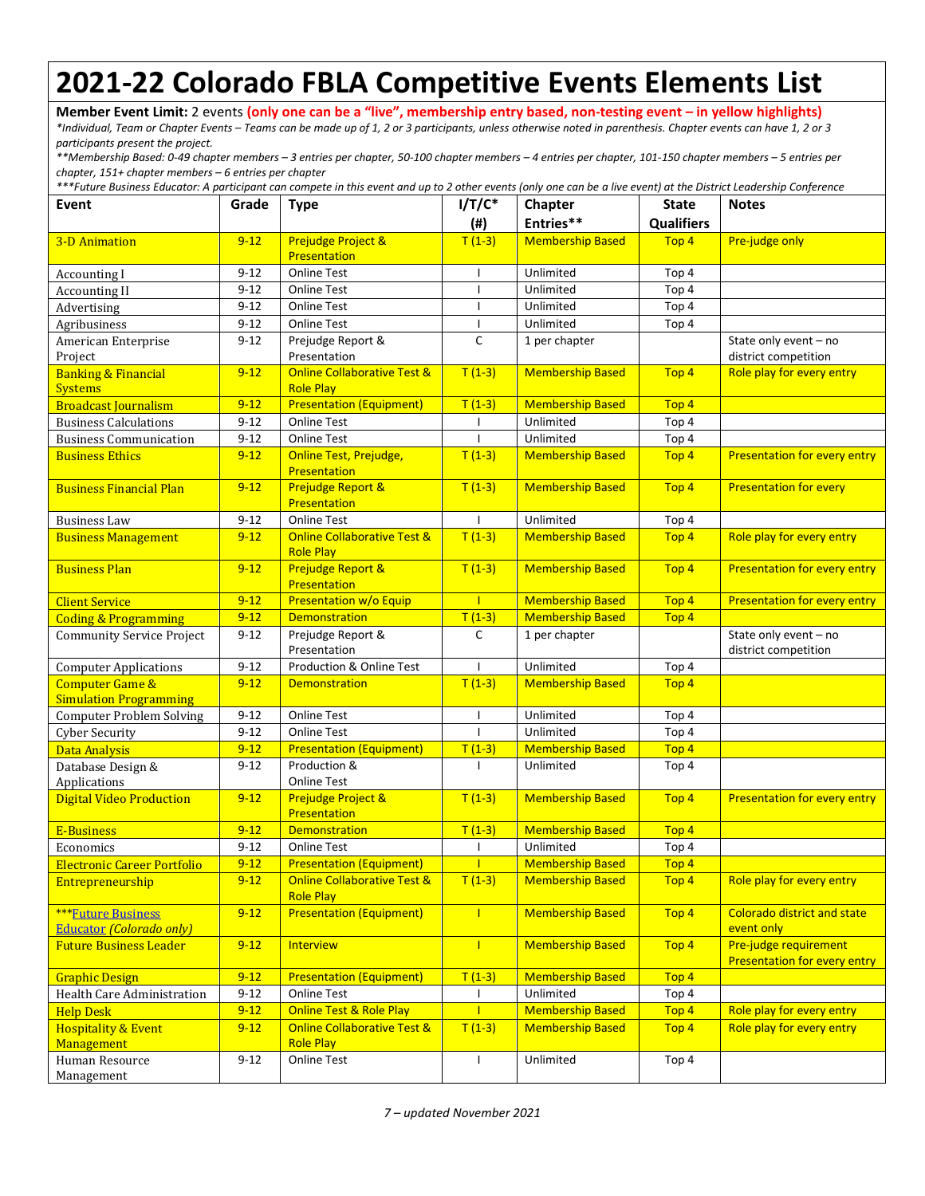# 2021-22 Colorado FBLA Competitive Events Elements List

**Member Event Limit:** 2 events **(only one can be a "live", membership entry based, non-testing event – in yellow highlights)**

*\*Individual, Team or Chapter Events – Teams can be made up of 1, 2 or 3 participants, unless otherwise noted in parenthesis. Chapter events can have 1, 2 or 3 participants present the project.*

*\*\*Membership Based: 0-49 chapter members – 3 entries per chapter, 50-100 chapter members – 4 entries per chapter, 101-150 chapter members – 5 entries per chapter, 151+ chapter members – 6 entries per chapter*

*\*\*\*Future Business Educator: A participant can compete in this event and up to 2 other events (only one can be a live event) at the District Leadership Conference*

| Event | Grade | Type | I/T/C* (#) | Chapter Entries** | State Qualifiers | Notes |
|---|---|---|---|---|---|---|
| 3-D Animation | 9-12 | Prejudge Project & Presentation | T (1-3) | Membership Based | Top 4 | Pre-judge only |
| Accounting I | 9-12 | Online Test | I | Unlimited | Top 4 | |
| Accounting II | 9-12 | Online Test | I | Unlimited | Top 4 | |
| Advertising | 9-12 | Online Test | I | Unlimited | Top 4 | |
| Agribusiness | 9-12 | Online Test | I | Unlimited | Top 4 | |
| American Enterprise Project | 9-12 | Prejudge Report & Presentation | C | 1 per chapter | | State only event – no district competition |
| Banking & Financial Systems | 9-12 | Online Collaborative Test & Role Play | T (1-3) | Membership Based | Top 4 | Role play for every entry |
| Broadcast Journalism | 9-12 | Presentation (Equipment) | T (1-3) | Membership Based | Top 4 | |
| Business Calculations | 9-12 | Online Test | I | Unlimited | Top 4 | |
| Business Communication | 9-12 | Online Test | I | Unlimited | Top 4 | |
| Business Ethics | 9-12 | Online Test, Prejudge, Presentation | T (1-3) | Membership Based | Top 4 | Presentation for every entry |
| Business Financial Plan | 9-12 | Prejudge Report & Presentation | T (1-3) | Membership Based | Top 4 | Presentation for every |
| Business Law | 9-12 | Online Test | I | Unlimited | Top 4 | |
| Business Management | 9-12 | Online Collaborative Test & Role Play | T (1-3) | Membership Based | Top 4 | Role play for every entry |
| Business Plan | 9-12 | Prejudge Report & Presentation | T (1-3) | Membership Based | Top 4 | Presentation for every entry |
| Client Service | 9-12 | Presentation w/o Equip | I | Membership Based | Top 4 | Presentation for every entry |
| Coding & Programming | 9-12 | Demonstration | T (1-3) | Membership Based | Top 4 | |
| Community Service Project | 9-12 | Prejudge Report & Presentation | C | 1 per chapter | | State only event – no district competition |
| Computer Applications | 9-12 | Production & Online Test | I | Unlimited | Top 4 | |
| Computer Game & Simulation Programming | 9-12 | Demonstration | T (1-3) | Membership Based | Top 4 | |
| Computer Problem Solving | 9-12 | Online Test | I | Unlimited | Top 4 | |
| Cyber Security | 9-12 | Online Test | I | Unlimited | Top 4 | |
| Data Analysis | 9-12 | Presentation (Equipment) | T (1-3) | Membership Based | Top 4 | |
| Database Design & Applications | 9-12 | Production & Online Test | I | Unlimited | Top 4 | |
| Digital Video Production | 9-12 | Prejudge Project & Presentation | T (1-3) | Membership Based | Top 4 | Presentation for every entry |
| E-Business | 9-12 | Demonstration | T (1-3) | Membership Based | Top 4 | |
| Economics | 9-12 | Online Test | I | Unlimited | Top 4 | |
| Electronic Career Portfolio | 9-12 | Presentation (Equipment) | I | Membership Based | Top 4 | |
| Entrepreneurship | 9-12 | Online Collaborative Test & Role Play | T (1-3) | Membership Based | Top 4 | Role play for every entry |
| ***Future Business Educator *(Colorado only)* | 9-12 | Presentation (Equipment) | I | Membership Based | Top 4 | Colorado district and state event only |
| Future Business Leader | 9-12 | Interview | I | Membership Based | Top 4 | Pre-judge requirement Presentation for every entry |
| Graphic Design | 9-12 | Presentation (Equipment) | T (1-3) | Membership Based | Top 4 | |
| Health Care Administration | 9-12 | Online Test | I | Unlimited | Top 4 | |
| Help Desk | 9-12 | Online Test & Role Play | I | Membership Based | Top 4 | Role play for every entry |
| Hospitality & Event Management | 9-12 | Online Collaborative Test & Role Play | T (1-3) | Membership Based | Top 4 | Role play for every entry |
| Human Resource Management | 9-12 | Online Test | I | Unlimited | Top 4 | |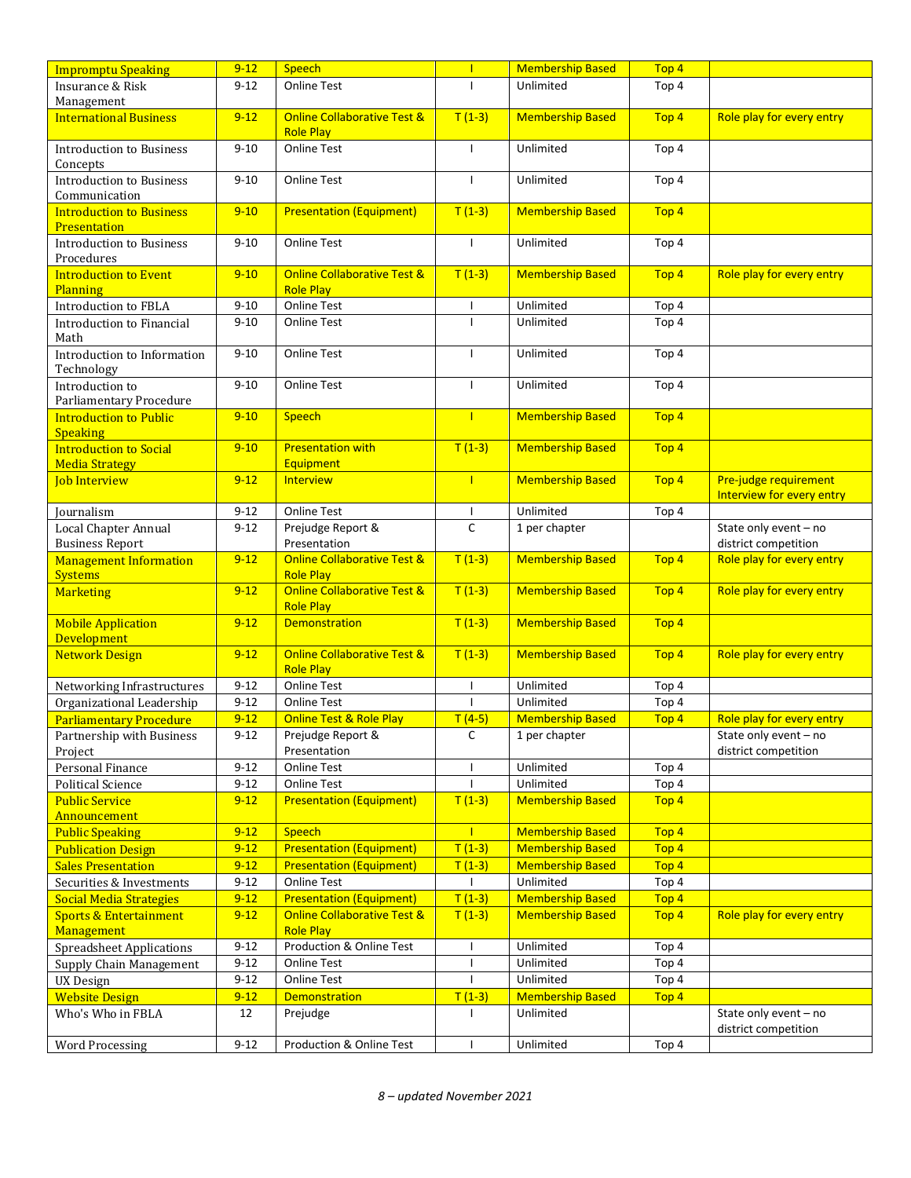| | | | | | | |
|---|---|---|---|---|---|---|
| Impromptu Speaking | 9-12 | Speech | I | Membership Based | Top 4 | |
| Insurance & Risk Management | 9-12 | Online Test | I | Unlimited | Top 4 | |
| International Business | 9-12 | Online Collaborative Test & Role Play | T (1-3) | Membership Based | Top 4 | Role play for every entry |
| Introduction to Business Concepts | 9-10 | Online Test | I | Unlimited | Top 4 | |
| Introduction to Business Communication | 9-10 | Online Test | I | Unlimited | Top 4 | |
| Introduction to Business Presentation | 9-10 | Presentation (Equipment) | T (1-3) | Membership Based | Top 4 | |
| Introduction to Business Procedures | 9-10 | Online Test | I | Unlimited | Top 4 | |
| Introduction to Event Planning | 9-10 | Online Collaborative Test & Role Play | T (1-3) | Membership Based | Top 4 | Role play for every entry |
| Introduction to FBLA | 9-10 | Online Test | I | Unlimited | Top 4 | |
| Introduction to Financial Math | 9-10 | Online Test | I | Unlimited | Top 4 | |
| Introduction to Information Technology | 9-10 | Online Test | I | Unlimited | Top 4 | |
| Introduction to Parliamentary Procedure | 9-10 | Online Test | I | Unlimited | Top 4 | |
| Introduction to Public Speaking | 9-10 | Speech | I | Membership Based | Top 4 | |
| Introduction to Social Media Strategy | 9-10 | Presentation with Equipment | T (1-3) | Membership Based | Top 4 | |
| Job Interview | 9-12 | Interview | I | Membership Based | Top 4 | Pre-judge requirement Interview for every entry |
| Journalism | 9-12 | Online Test | I | Unlimited | Top 4 | |
| Local Chapter Annual Business Report | 9-12 | Prejudge Report & Presentation | C | 1 per chapter | | State only event – no district competition |
| Management Information Systems | 9-12 | Online Collaborative Test & Role Play | T (1-3) | Membership Based | Top 4 | Role play for every entry |
| Marketing | 9-12 | Online Collaborative Test & Role Play | T (1-3) | Membership Based | Top 4 | Role play for every entry |
| Mobile Application Development | 9-12 | Demonstration | T (1-3) | Membership Based | Top 4 | |
| Network Design | 9-12 | Online Collaborative Test & Role Play | T (1-3) | Membership Based | Top 4 | Role play for every entry |
| Networking Infrastructures | 9-12 | Online Test | I | Unlimited | Top 4 | |
| Organizational Leadership | 9-12 | Online Test | I | Unlimited | Top 4 | |
| Parliamentary Procedure | 9-12 | Online Test & Role Play | T (4-5) | Membership Based | Top 4 | Role play for every entry |
| Partnership with Business Project | 9-12 | Prejudge Report & Presentation | C | 1 per chapter | | State only event – no district competition |
| Personal Finance | 9-12 | Online Test | I | Unlimited | Top 4 | |
| Political Science | 9-12 | Online Test | I | Unlimited | Top 4 | |
| Public Service Announcement | 9-12 | Presentation (Equipment) | T (1-3) | Membership Based | Top 4 | |
| Public Speaking | 9-12 | Speech | I | Membership Based | Top 4 | |
| Publication Design | 9-12 | Presentation (Equipment) | T (1-3) | Membership Based | Top 4 | |
| Sales Presentation | 9-12 | Presentation (Equipment) | T (1-3) | Membership Based | Top 4 | |
| Securities & Investments | 9-12 | Online Test | I | Unlimited | Top 4 | |
| Social Media Strategies | 9-12 | Presentation (Equipment) | T (1-3) | Membership Based | Top 4 | |
| Sports & Entertainment Management | 9-12 | Online Collaborative Test & Role Play | T (1-3) | Membership Based | Top 4 | Role play for every entry |
| Spreadsheet Applications | 9-12 | Production & Online Test | I | Unlimited | Top 4 | |
| Supply Chain Management | 9-12 | Online Test | I | Unlimited | Top 4 | |
| UX Design | 9-12 | Online Test | I | Unlimited | Top 4 | |
| Website Design | 9-12 | Demonstration | T (1-3) | Membership Based | Top 4 | |
| Who's Who in FBLA | 12 | Prejudge | I | Unlimited | | State only event – no district competition |
| Word Processing | 9-12 | Production & Online Test | I | Unlimited | Top 4 | |

*8 – updated November 2021*